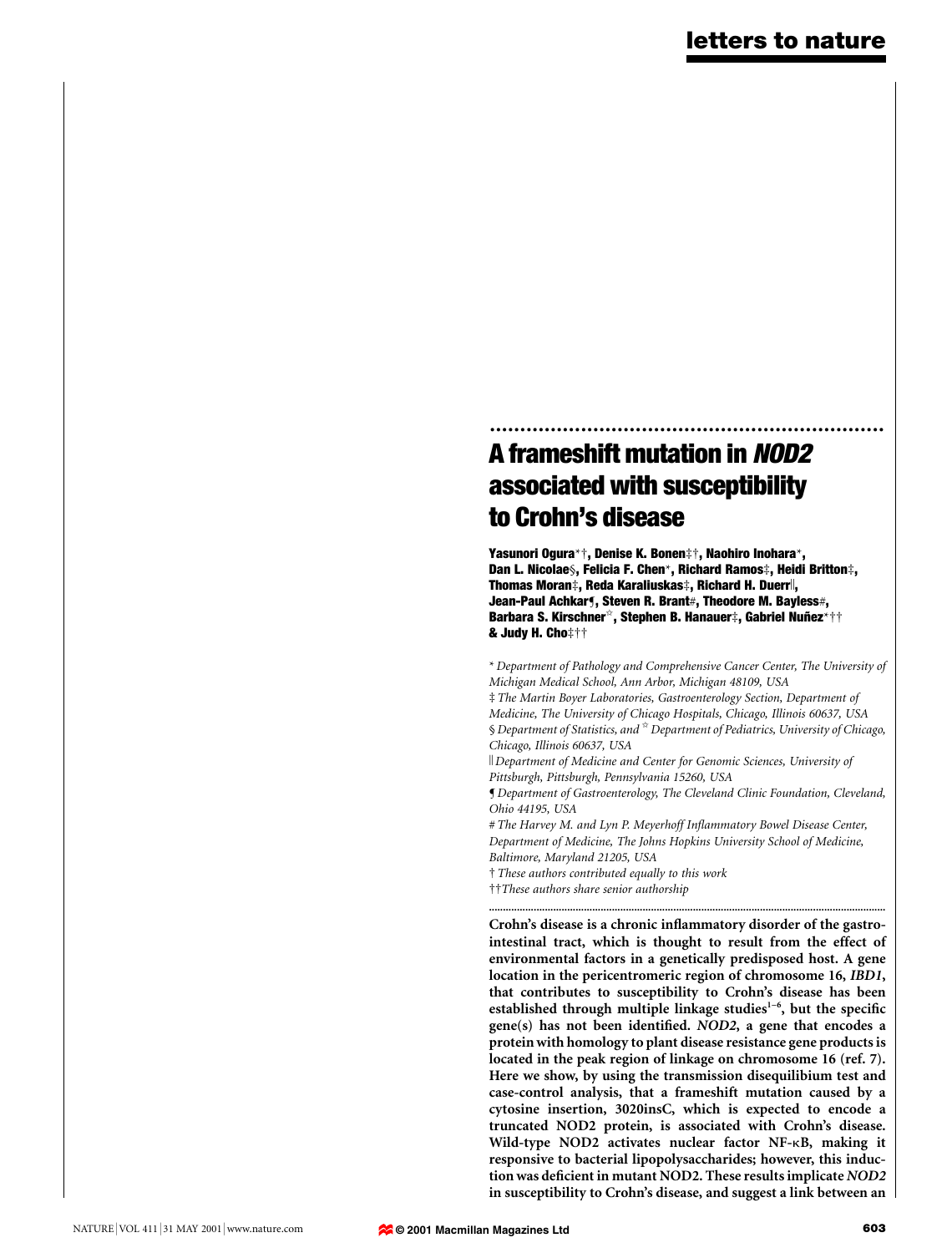# A frameshift mutation in *NOD2* associated with susceptibility to Crohn's disease

**Yasunori Ogura*†, Denise K. Bonen‡†, Naohiro Inohara*, Dan L. Nicolae§, Felicia F. Chen*, Richard Ramos‡, Heidi Britton‡, Thomas Moran‡, Reda Karaliuskas‡, Richard H. Duerr‖, Jean-Paul Achkar¶, Steven R. Brant#, Theodore M. Bayless#, Barbara S. Kirschner☆, Stephen B. Hanauer‡, Gabriel Nuñez*†† & Judy H. Cho‡††**

\* *Department of Pathology and Comprehensive Cancer Center, The University of Michigan Medical School, Ann Arbor, Michigan 48109, USA*

‡ *The Martin Boyer Laboratories, Gastroenterology Section, Department of Medicine, The University of Chicago Hospitals, Chicago, Illinois 60637, USA*

§ *Department of Statistics, and* ☆ *Department of Pediatrics, University of Chicago, Chicago, Illinois 60637, USA*

‖ *Department of Medicine and Center for Genomic Sciences, University of Pittsburgh, Pittsburgh, Pennsylvania 15260, USA*

¶ *Department of Gastroenterology, The Cleveland Clinic Foundation, Cleveland, Ohio 44195, USA*

\# *The Harvey M. and Lyn P. Meyerhoff Inflammatory Bowel Disease Center, Department of Medicine, The Johns Hopkins University School of Medicine, Baltimore, Maryland 21205, USA*

† *These authors contributed equally to this work*

†† *These authors share senior authorship*

**Crohn's disease is a chronic inflammatory disorder of the gastrointestinal tract, which is thought to result from the effect of environmental factors in a genetically predisposed host. A gene location in the pericentromeric region of chromosome 16, *IBD1*, that contributes to susceptibility to Crohn's disease has been established through multiple linkage studies[1–6], but the specific gene(s) has not been identified. *NOD2*, a gene that encodes a protein with homology to plant disease resistance gene products is located in the peak region of linkage on chromosome 16 (ref. 7). Here we show, by using the transmission disequilibium test and case-control analysis, that a frameshift mutation caused by a cytosine insertion, 3020insC, which is expected to encode a truncated NOD2 protein, is associated with Crohn's disease. Wild-type NOD2 activates nuclear factor NF-κB, making it responsive to bacterial lipopolysaccharides; however, this induction was deficient in mutant NOD2. These results implicate *NOD2* in susceptibility to Crohn's disease, and suggest a link between an**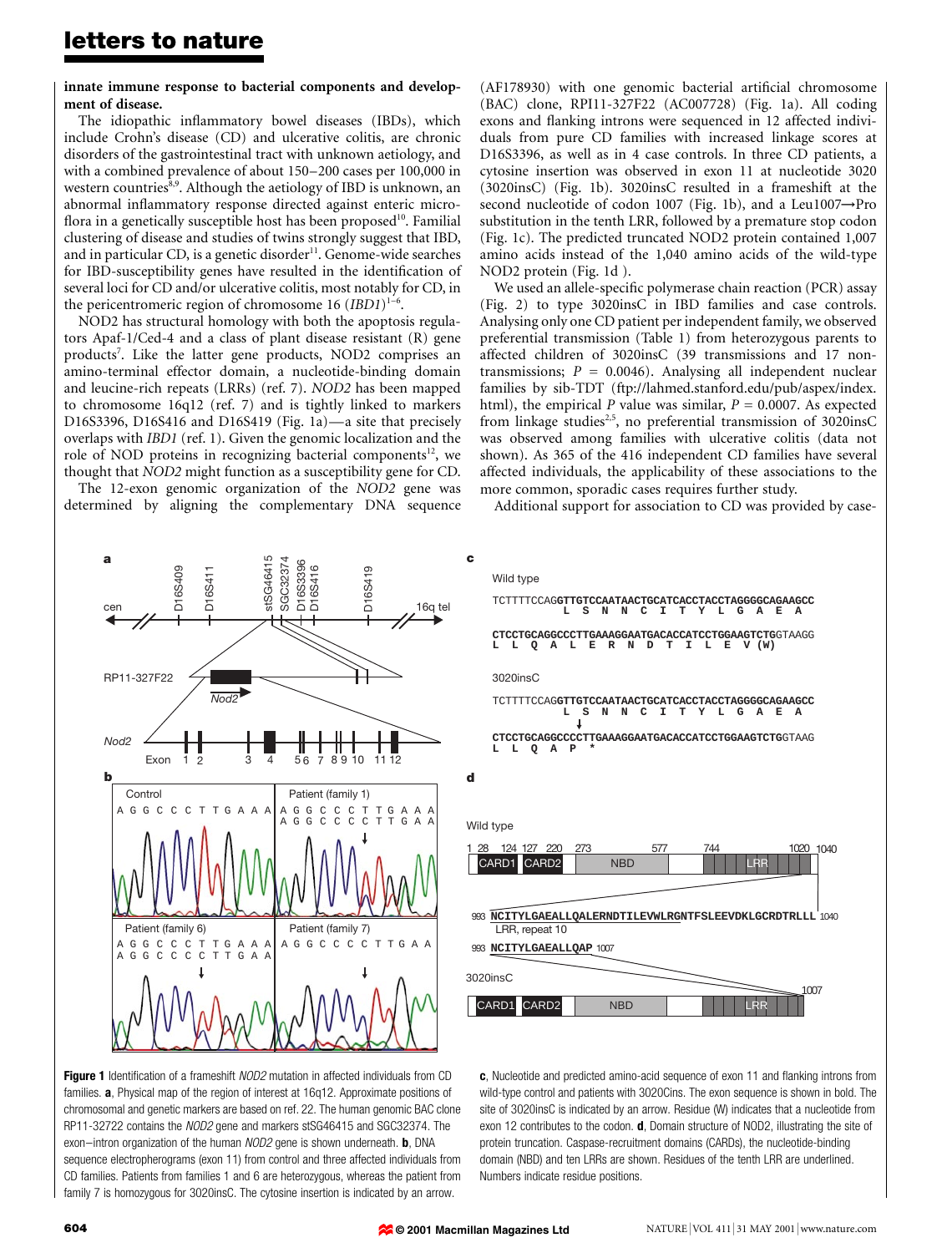**innate immune response to bacterial components and development of disease.**

The idiopathic inflammatory bowel diseases (IBDs), which include Crohn's disease (CD) and ulcerative colitis, are chronic disorders of the gastrointestinal tract with unknown aetiology, and with a combined prevalence of about 150–200 cases per 100,000 in western countries[8,9]. Although the aetiology of IBD is unknown, an abnormal inflammatory response directed against enteric microflora in a genetically susceptible host has been proposed[10]. Familial clustering of disease and studies of twins strongly suggest that IBD, and in particular CD, is a genetic disorder[11]. Genome-wide searches for IBD-susceptibility genes have resulted in the identification of several loci for CD and/or ulcerative colitis, most notably for CD, in the pericentromeric region of chromosome 16 (*IBD1*)[1–6].

NOD2 has structural homology with both the apoptosis regulators Apaf-1/Ced-4 and a class of plant disease resistant (R) gene products[7]. Like the latter gene products, NOD2 comprises an amino-terminal effector domain, a nucleotide-binding domain and leucine-rich repeats (LRRs) (ref. 7). *NOD2* has been mapped to chromosome 16q12 (ref. 7) and is tightly linked to markers D16S3396, D16S416 and D16S419 (Fig. 1a)—a site that precisely overlaps with *IBD1* (ref. 1). Given the genomic localization and the role of NOD proteins in recognizing bacterial components[12], we thought that *NOD2* might function as a susceptibility gene for CD.

The 12-exon genomic organization of the *NOD2* gene was determined by aligning the complementary DNA sequence (AF178930) with one genomic bacterial artificial chromosome (BAC) clone, RPI11-327F22 (AC007728) (Fig. 1a). All coding exons and flanking introns were sequenced in 12 affected individuals from pure CD families with increased linkage scores at D16S3396, as well as in 4 case controls. In three CD patients, a cytosine insertion was observed in exon 11 at nucleotide 3020 (3020insC) (Fig. 1b). 3020insC resulted in a frameshift at the second nucleotide of codon 1007 (Fig. 1b), and a Leu1007→Pro substitution in the tenth LRR, followed by a premature stop codon (Fig. 1c). The predicted truncated NOD2 protein contained 1,007 amino acids instead of the 1,040 amino acids of the wild-type NOD2 protein (Fig. 1d ).

We used an allele-specific polymerase chain reaction (PCR) assay (Fig. 2) to type 3020insC in IBD families and case controls. Analysing only one CD patient per independent family, we observed preferential transmission (Table 1) from heterozygous parents to affected children of 3020insC (39 transmissions and 17 non-transmissions; $P = 0.0046$). Analysing all independent nuclear families by sib-TDT (ftp://lahmed.stanford.edu/pub/aspex/index.html), the empirical $P$ value was similar, $P = 0.0007$. As expected from linkage studies[2,5], no preferential transmission of 3020insC was observed among families with ulcerative colitis (data not shown). As 365 of the 416 independent CD families have several affected individuals, the applicability of these associations to the more common, sporadic cases requires further study.

Additional support for association to CD was provided by case-

**Figure 1** Identification of a frameshift *NOD2* mutation in affected individuals from CD families. **a**, Physical map of the region of interest at 16q12. Approximate positions of chromosomal and genetic markers are based on ref. 22. The human genomic BAC clone RP11-32722 contains the *NOD2* gene and markers stSG46415 and SGC32374. The exon–intron organization of the human *NOD2* gene is shown underneath. **b**, DNA sequence electropherograms (exon 11) from control and three affected individuals from CD families. Patients from families 1 and 6 are heterozygous, whereas the patient from family 7 is homozygous for 3020insC. The cytosine insertion is indicated by an arrow. **c**, Nucleotide and predicted amino-acid sequence of exon 11 and flanking introns from wild-type control and patients with 3020Cins. The exon sequence is shown in bold. The site of 3020insC is indicated by an arrow. Residue (W) indicates that a nucleotide from exon 12 contributes to the codon. **d**, Domain structure of NOD2, illustrating the site of protein truncation. Caspase-recruitment domains (CARDs), the nucleotide-binding domain (NBD) and ten LRRs are shown. Residues of the tenth LRR are underlined. Numbers indicate residue positions.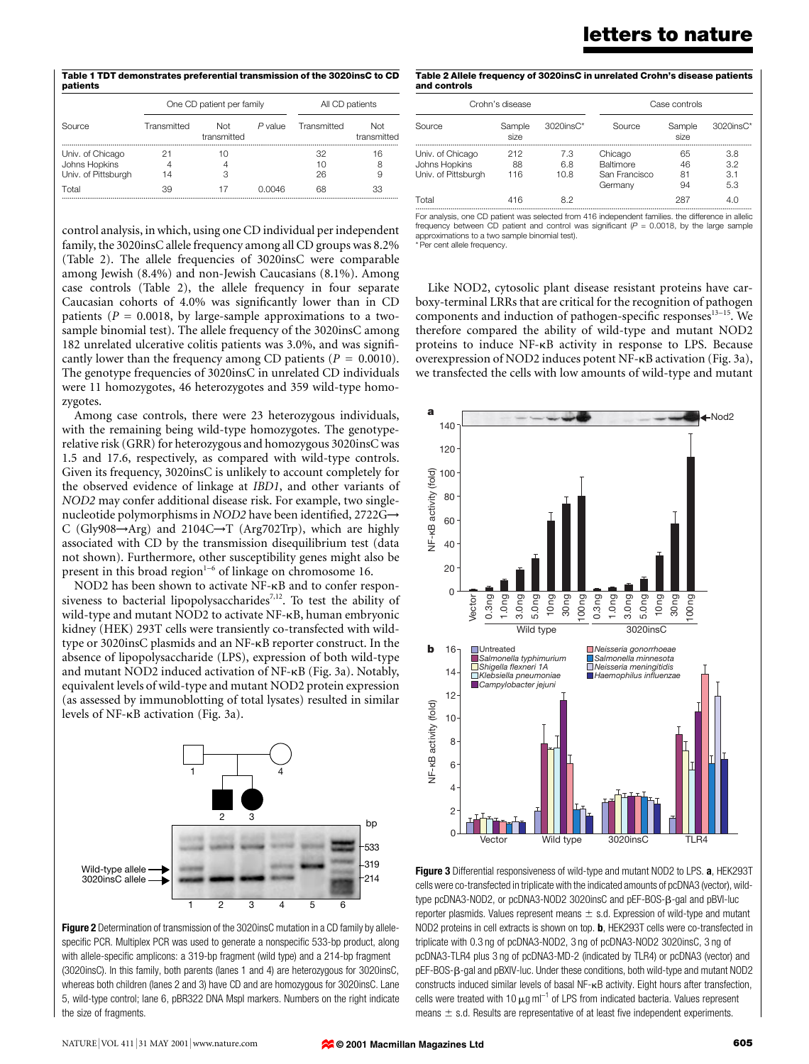**Table 1 TDT demonstrates preferential transmission of the 3020insC to CD patients**

| Source | One CD patient per family | | | All CD patients | |
|---|---|---|---|---|---|
| | Transmitted | Not transmitted | *P* value | Transmitted | Not transmitted |
| Univ. of Chicago | 21 | 10 | | 32 | 16 |
| Johns Hopkins | 4 | 4 | | 10 | 8 |
| Univ. of Pittsburgh | 14 | 3 | | 26 | 9 |
| Total | 39 | 17 | 0.0046 | 68 | 33 |

control analysis, in which, using one CD individual per independent family, the 3020insC allele frequency among all CD groups was 8.2% (Table 2). The allele frequencies of 3020insC were comparable among Jewish (8.4%) and non-Jewish Caucasians (8.1%). Among case controls (Table 2), the allele frequency in four separate Caucasian cohorts of 4.0% was significantly lower than in CD patients ($P = 0.0018$, by large-sample approximations to a two-sample binomial test). The allele frequency of the 3020insC among 182 unrelated ulcerative colitis patients was 3.0%, and was significantly lower than the frequency among CD patients ($P = 0.0010$). The genotype frequencies of 3020insC in unrelated CD individuals were 11 homozygotes, 46 heterozygotes and 359 wild-type homozygotes.

Among case controls, there were 23 heterozygous individuals, with the remaining being wild-type homozygotes. The genotype-relative risk (GRR) for heterozygous and homozygous 3020insC was 1.5 and 17.6, respectively, as compared with wild-type controls. Given its frequency, 3020insC is unlikely to account completely for the observed evidence of linkage at *IBD1*, and other variants of *NOD2* may confer additional disease risk. For example, two single-nucleotide polymorphisms in *NOD2* have been identified, 2722G→C (Gly908→Arg) and 2104C→T (Arg702Trp), which are highly associated with CD by the transmission disequilibrium test (data not shown). Furthermore, other susceptibility genes might also be present in this broad region[1–6] of linkage on chromosome 16.

NOD2 has been shown to activate NF-κB and to confer responsiveness to bacterial lipopolysaccharides[7,12]. To test the ability of wild-type and mutant NOD2 to activate NF-κB, human embryonic kidney (HEK) 293T cells were transiently co-transfected with wild-type or 3020insC plasmids and an NF-κB reporter construct. In the absence of lipopolysaccharide (LPS), expression of both wild-type and mutant NOD2 induced activation of NF-κB (Fig. 3a). Notably, equivalent levels of wild-type and mutant NOD2 protein expression (as assessed by immunoblotting of total lysates) resulted in similar levels of NF-κB activation (Fig. 3a).

**Figure 2** Determination of transmission of the 3020insC mutation in a CD family by allele-specific PCR. Multiplex PCR was used to generate a nonspecific 533-bp product, along with allele-specific amplicons: a 319-bp fragment (wild type) and a 214-bp fragment (3020insC). In this family, both parents (lanes 1 and 4) are heterozygous for 3020insC, whereas both children (lanes 2 and 3) have CD and are homozygous for 3020insC. Lane 5, wild-type control; lane 6, pBR322 DNA MspI markers. Numbers on the right indicate the size of fragments.

**Table 2 Allele frequency of 3020insC in unrelated Crohn's disease patients and controls**

| Crohn's disease | | | Case controls | | |
|---|---|---|---|---|---|
| Source | Sample size | 3020insC* | Source | Sample size | 3020insC* |
| Univ. of Chicago | 212 | 7.3 | Chicago | 65 | 3.8 |
| Johns Hopkins | 88 | 6.8 | Baltimore | 46 | 3.2 |
| Univ. of Pittsburgh | 116 | 10.8 | San Francisco | 81 | 3.1 |
| | | | Germany | 94 | 5.3 |
| Total | 416 | 8.2 | | 287 | 4.0 |

For analysis, one CD patient was selected from 416 independent families. the difference in allelic frequency between CD patient and control was significant ($P = 0.0018$, by the large sample approximations to a two sample binomial test).
* Per cent allele frequency.

Like NOD2, cytosolic plant disease resistant proteins have carboxy-terminal LRRs that are critical for the recognition of pathogen components and induction of pathogen-specific responses[13–15]. We therefore compared the ability of wild-type and mutant NOD2 proteins to induce NF-κB activity in response to LPS. Because overexpression of NOD2 induces potent NF-κB activation (Fig. 3a), we transfected the cells with low amounts of wild-type and mutant

**Figure 3** Differential responsiveness of wild-type and mutant NOD2 to LPS. **a**, HEK293T cells were co-transfected in triplicate with the indicated amounts of pcDNA3 (vector), wild-type pcDNA3-NOD2, or pcDNA3-NOD2 3020insC and pEF-BOS-β-gal and pBVI-luc reporter plasmids. Values represent means ± s.d. Expression of wild-type and mutant NOD2 proteins in cell extracts is shown on top. **b**, HEK293T cells were co-transfected in triplicate with 0.3 ng of pcDNA3-NOD2, 3 ng of pcDNA3-NOD2 3020insC, 3 ng of pcDNA3-TLR4 plus 3 ng of pcDNA3-MD-2 (indicated by TLR4) or pcDNA3 (vector) and pEF-BOS-β-gal and pBXIV-luc. Under these conditions, both wild-type and mutant NOD2 constructs induced similar levels of basal NF-κB activity. Eight hours after transfection, cells were treated with 10 μg ml$^{-1}$ of LPS from indicated bacteria. Values represent means ± s.d. Results are representative of at least five independent experiments.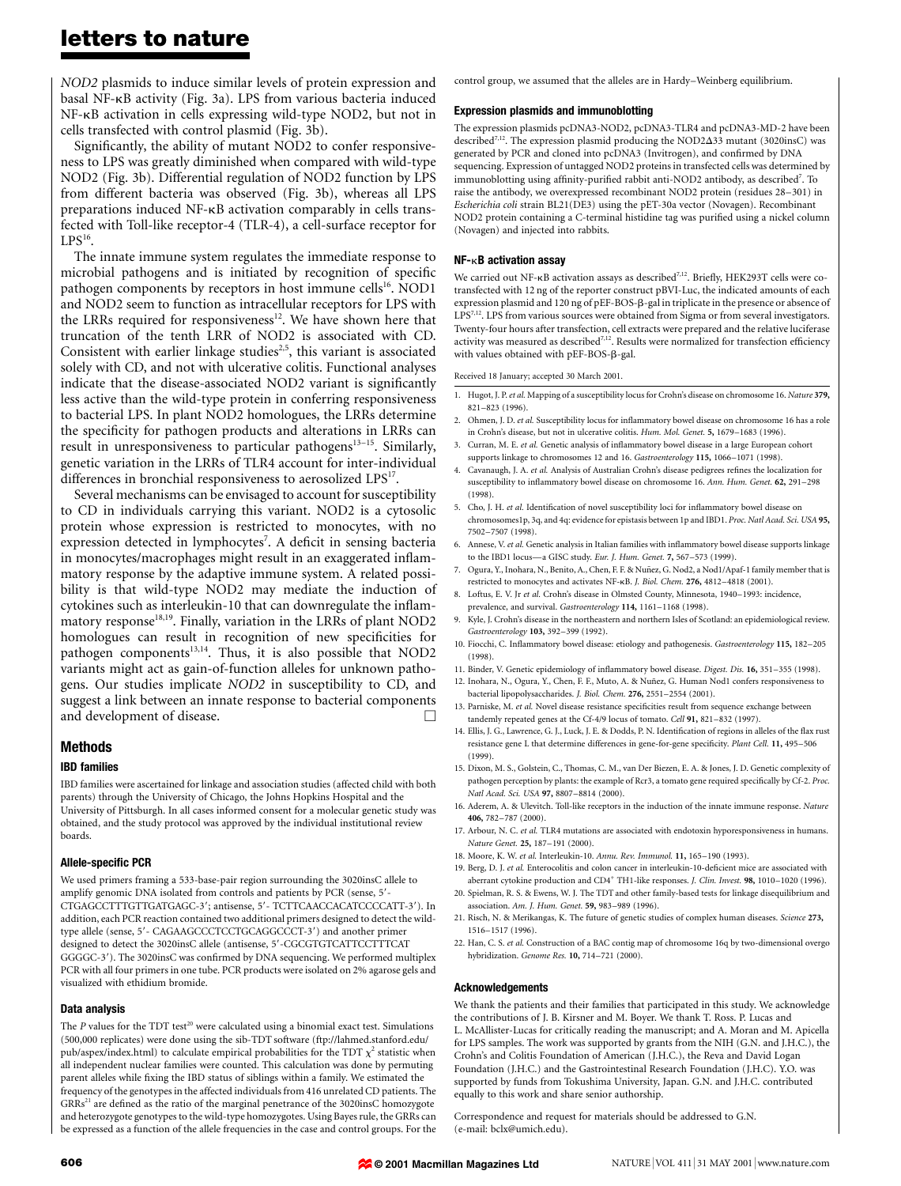*NOD2* plasmids to induce similar levels of protein expression and basal NF-κB activity (Fig. 3a). LPS from various bacteria induced NF-κB activation in cells expressing wild-type NOD2, but not in cells transfected with control plasmid (Fig. 3b).

Significantly, the ability of mutant NOD2 to confer responsiveness to LPS was greatly diminished when compared with wild-type NOD2 (Fig. 3b). Differential regulation of NOD2 function by LPS from different bacteria was observed (Fig. 3b), whereas all LPS preparations induced NF-κB activation comparably in cells transfected with Toll-like receptor-4 (TLR-4), a cell-surface receptor for LPS[16].

The innate immune system regulates the immediate response to microbial pathogens and is initiated by recognition of specific pathogen components by receptors in host immune cells[16]. NOD1 and NOD2 seem to function as intracellular receptors for LPS with the LRRs required for responsiveness[12]. We have shown here that truncation of the tenth LRR of NOD2 is associated with CD. Consistent with earlier linkage studies[2,5], this variant is associated solely with CD, and not with ulcerative colitis. Functional analyses indicate that the disease-associated NOD2 variant is significantly less active than the wild-type protein in conferring responsiveness to bacterial LPS. In plant NOD2 homologues, the LRRs determine the specificity for pathogen products and alterations in LRRs can result in unresponsiveness to particular pathogens[13–15]. Similarly, genetic variation in the LRRs of TLR4 account for inter-individual differences in bronchial responsiveness to aerosolized LPS[17].

Several mechanisms can be envisaged to account for susceptibility to CD in individuals carrying this variant. NOD2 is a cytosolic protein whose expression is restricted to monocytes, with no expression detected in lymphocytes[7]. A deficit in sensing bacteria in monocytes/macrophages might result in an exaggerated inflammatory response by the adaptive immune system. A related possibility is that wild-type NOD2 may mediate the induction of cytokines such as interleukin-10 that can downregulate the inflammatory response[18,19]. Finally, variation in the LRRs of plant NOD2 homologues can result in recognition of new specificities for pathogen components[13,14]. Thus, it is also possible that NOD2 variants might act as gain-of-function alleles for unknown pathogens. Our studies implicate *NOD2* in susceptibility to CD, and suggest a link between an innate response to bacterial components and development of disease. □

## Methods

### IBD families

IBD families were ascertained for linkage and association studies (affected child with both parents) through the University of Chicago, the Johns Hopkins Hospital and the University of Pittsburgh. In all cases informed consent for a molecular genetic study was obtained, and the study protocol was approved by the individual institutional review boards.

### Allele-specific PCR

We used primers framing a 533-base-pair region surrounding the 3020insC allele to amplify genomic DNA isolated from controls and patients by PCR (sense, 5′-CTGAGCCTTTGTTGATGAGC-3′; antisense, 5′- TCTTCAACCACATCCCCATT-3′). In addition, each PCR reaction contained two additional primers designed to detect the wild-type allele (sense, 5′- CAGAAGCCCTCCTGCAGGCCCT-3′) and another primer designed to detect the 3020insC allele (antisense, 5′-CGCGTGTCATTCCTTTCAT GGGGC-3′). The 3020insC was confirmed by DNA sequencing. We performed multiplex PCR with all four primers in one tube. PCR products were isolated on 2% agarose gels and visualized with ethidium bromide.

### Data analysis

The *P* values for the TDT test[20] were calculated using a binomial exact test. Simulations (500,000 replicates) were done using the sib-TDT software (ftp://lahmed.stanford.edu/pub/aspex/index.html) to calculate empirical probabilities for the TDT $\chi^2$ statistic when all independent nuclear families were counted. This calculation was done by permuting parent alleles while fixing the IBD status of siblings within a family. We estimated the frequency of the genotypes in the affected individuals from 416 unrelated CD patients. The GRRs[21] are defined as the ratio of the marginal penetrance of the 3020insC homozygote and heterozygote genotypes to the wild-type homozygotes. Using Bayes rule, the GRRs can be expressed as a function of the allele frequencies in the case and control groups. For the control group, we assumed that the alleles are in Hardy–Weinberg equilibrium.

### Expression plasmids and immunoblotting

The expression plasmids pcDNA3-NOD2, pcDNA3-TLR4 and pcDNA3-MD-2 have been described[7,12]. The expression plasmid producing the NOD2Δ33 mutant (3020insC) was generated by PCR and cloned into pcDNA3 (Invitrogen), and confirmed by DNA sequencing. Expression of untagged NOD2 proteins in transfected cells was determined by immunoblotting using affinity-purified rabbit anti-NOD2 antibody, as described[7]. To raise the antibody, we overexpressed recombinant NOD2 protein (residues 28–301) in *Escherichia coli* strain BL21(DE3) using the pET-30a vector (Novagen). Recombinant NOD2 protein containing a C-terminal histidine tag was purified using a nickel column (Novagen) and injected into rabbits.

### NF-κB activation assay

We carried out NF-κB activation assays as described[7,12]. Briefly, HEK293T cells were co-transfected with 12 ng of the reporter construct pBVI-Luc, the indicated amounts of each expression plasmid and 120 ng of pEF-BOS-β-gal in triplicate in the presence or absence of LPS[7,12]. LPS from various sources were obtained from Sigma or from several investigators. Twenty-four hours after transfection, cell extracts were prepared and the relative luciferase activity was measured as described[7,12]. Results were normalized for transfection efficiency with values obtained with pEF-BOS-β-gal.

Received 18 January; accepted 30 March 2001.

1. Hugot, J. P. *et al.* Mapping of a susceptibility locus for Crohn's disease on chromosome 16. *Nature* **379,** 821–823 (1996).
2. Ohmen, J. D. *et al.* Susceptibility locus for inflammatory bowel disease on chromosome 16 has a role in Crohn's disease, but not in ulcerative colitis. *Hum. Mol. Genet.* **5,** 1679–1683 (1996).
3. Curran, M. E. *et al.* Genetic analysis of inflammatory bowel disease in a large European cohort supports linkage to chromosomes 12 and 16. *Gastroenterology* **115,** 1066–1071 (1998).
4. Cavanaugh, J. A. *et al.* Analysis of Australian Crohn's disease pedigrees refines the localization for susceptibility to inflammatory bowel disease on chromosome 16. *Ann. Hum. Genet.* **62,** 291–298 (1998).
5. Cho, J. H. *et al.* Identification of novel susceptibility loci for inflammatory bowel disease on chromosomes1p, 3q, and 4q: evidence for epistasis between 1p and IBD1. *Proc. Natl Acad. Sci. USA* **95,** 7502–7507 (1998).
6. Annese, V. *et al.* Genetic analysis in Italian families with inflammatory bowel disease supports linkage to the IBD1 locus—a GISC study. *Eur. J. Hum. Genet.* **7,** 567–573 (1999).
7. Ogura, Y., Inohara, N., Benito, A., Chen, F. F. & Nuñez, G. Nod2, a Nod1/Apaf-1 family member that is restricted to monocytes and activates NF-κB. *J. Biol. Chem.* **276,** 4812–4818 (2001).
8. Loftus, E. V. Jr *et al.* Crohn's disease in Olmsted County, Minnesota, 1940–1993: incidence, prevalence, and survival. *Gastroenterology* **114,** 1161–1168 (1998).
9. Kyle, J. Crohn's disease in the northeastern and northern Isles of Scotland: an epidemiological review. *Gastroenterology* **103,** 392–399 (1992).
10. Fiocchi, C. Inflammatory bowel disease: etiology and pathogenesis. *Gastroenterology* **115,** 182–205 (1998).
11. Binder, V. Genetic epidemiology of inflammatory bowel disease. *Digest. Dis.* **16,** 351–355 (1998).
12. Inohara, N., Ogura, Y., Chen, F. F., Muto, A. & Nuñez, G. Human Nod1 confers responsiveness to bacterial lipopolysaccharides. *J. Biol. Chem.* **276,** 2551–2554 (2001).
13. Parniske, M. *et al.* Novel disease resistance specificities result from sequence exchange between tandemly repeated genes at the Cf-4/9 locus of tomato. *Cell* **91,** 821–832 (1997).
14. Ellis, J. G., Lawrence, G. J., Luck, J. E. & Dodds, P. N. Identification of regions in alleles of the flax rust resistance gene L that determine differences in gene-for-gene specificity. *Plant Cell.* **11,** 495–506 (1999).
15. Dixon, M. S., Golstein, C., Thomas, C. M., van Der Biezen, E. A. & Jones, J. D. Genetic complexity of pathogen perception by plants: the example of Rcr3, a tomato gene required specifically by Cf-2. *Proc. Natl Acad. Sci. USA* **97,** 8807–8814 (2000).
16. Aderem, A. & Ulevitch. Toll-like receptors in the induction of the innate immune response. *Nature* **406,** 782–787 (2000).
17. Arbour, N. C. *et al.* TLR4 mutations are associated with endotoxin hyporesponsiveness in humans. *Nature Genet.* **25,** 187–191 (2000).
18. Moore, K. W. *et al.* Interleukin-10. *Annu. Rev. Immunol.* **11,** 165–190 (1993).
19. Berg, D. J. *et al.* Enterocolitis and colon cancer in interleukin-10-deficient mice are associated with aberrant cytokine production and CD4$^+$ TH1-like responses. *J. Clin. Invest.* **98,** 1010–1020 (1996).
20. Spielman, R. S. & Ewens, W. J. The TDT and other family-based tests for linkage disequilibrium and association. *Am. J. Hum. Genet.* **59,** 983–989 (1996).
21. Risch, N. & Merikangas, K. The future of genetic studies of complex human diseases. *Science* **273,** 1516–1517 (1996).
22. Han, C. S. *et al.* Construction of a BAC contig map of chromosome 16q by two-dimensional overgo hybridization. *Genome Res.* **10,** 714–721 (2000).

### Acknowledgements

We thank the patients and their families that participated in this study. We acknowledge the contributions of J. B. Kirsner and M. Boyer. We thank T. Ross. P. Lucas and L. McAllister-Lucas for critically reading the manuscript; and A. Moran and M. Apicella for LPS samples. The work was supported by grants from the NIH (G.N. and J.H.C.), the Crohn's and Colitis Foundation of American (J.H.C.), the Reva and David Logan Foundation (J.H.C.) and the Gastrointestinal Research Foundation (J.H.C). Y.O. was supported by funds from Tokushima University, Japan. G.N. and J.H.C. contributed equally to this work and share senior authorship.

Correspondence and request for materials should be addressed to G.N. (e-mail: bclx@umich.edu).